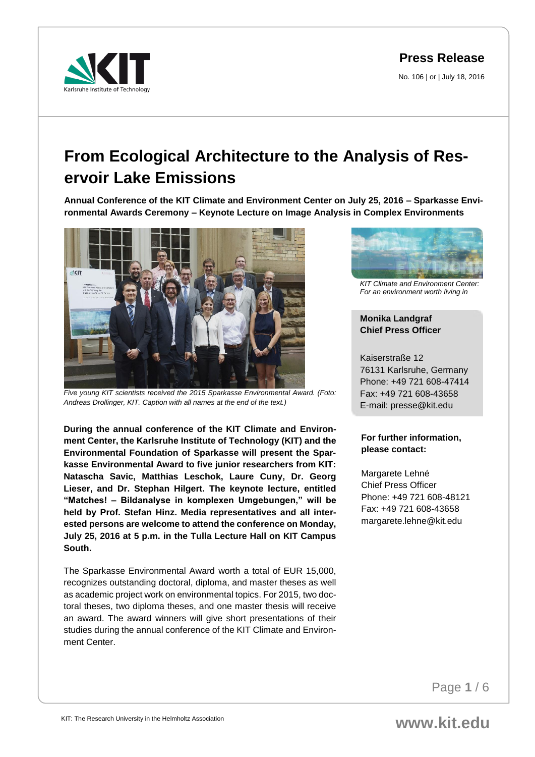**Press Release**

No. 106 | or | July 18, 2016

# From Ecological Architecture to the Analysis of Reservoir Lake Emissions

**Annual Conference of the KIT Climate and Environment Center on July 25, 2016 – Sparkasse Environmental Awards Ceremony – Keynote Lecture on Image Analysis in Complex Environments**

*Five young KIT scientists received the 2015 Sparkasse Environmental Award. (Foto: Andreas Drollinger, KIT. Caption with all names at the end of the text.)*

**During the annual conference of the KIT Climate and Environment Center, the Karlsruhe Institute of Technology (KIT) and the Environmental Foundation of Sparkasse will present the Sparkasse Environmental Award to five junior researchers from KIT: Natascha Savic, Matthias Leschok, Laure Cuny, Dr. Georg Lieser, and Dr. Stephan Hilgert. The keynote lecture, entitled "Matches! – Bildanalyse in komplexen Umgebungen," will be held by Prof. Stefan Hinz. Media representatives and all interested persons are welcome to attend the conference on Monday, July 25, 2016 at 5 p.m. in the Tulla Lecture Hall on KIT Campus South.**

The Sparkasse Environmental Award worth a total of EUR 15,000, recognizes outstanding doctoral, diploma, and master theses as well as academic project work on environmental topics. For 2015, two doctoral theses, two diploma theses, and one master thesis will receive an award. The award winners will give short presentations of their studies during the annual conference of the KIT Climate and Environment Center.

*KIT Climate and Environment Center: For an environment worth living in*

**Monika Landgraf**
**Chief Press Officer**

Kaiserstraße 12
76131 Karlsruhe, Germany
Phone: +49 721 608-47414
Fax: +49 721 608-43658
E-mail: presse@kit.edu

**For further information, please contact:**

Margarete Lehné
Chief Press Officer
Phone: +49 721 608-48121
Fax: +49 721 608-43658
margarete.lehne@kit.edu

KIT: The Research University in the Helmholtz Association

www.kit.edu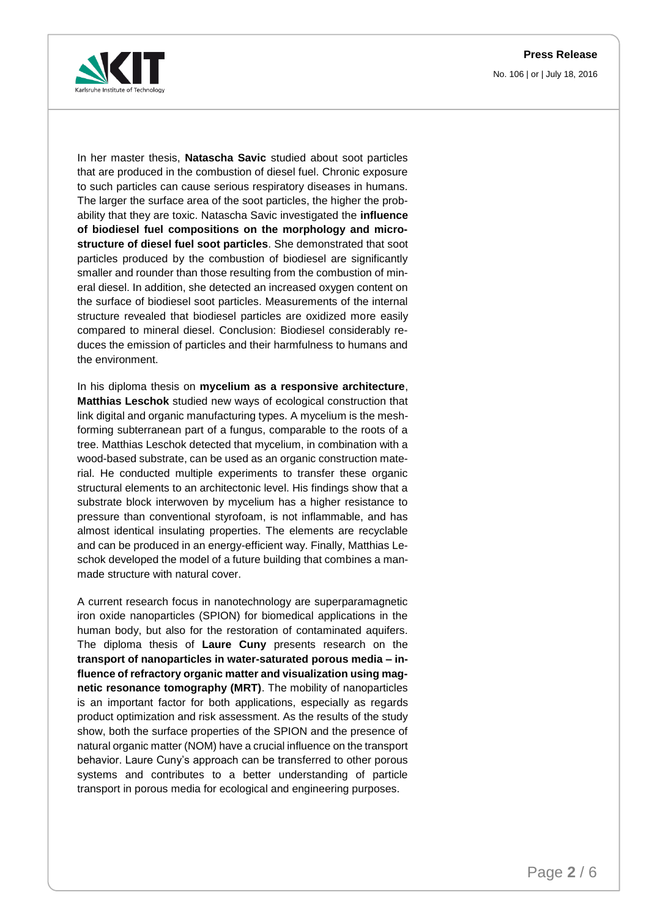In her master thesis, **Natascha Savic** studied about soot particles that are produced in the combustion of diesel fuel. Chronic exposure to such particles can cause serious respiratory diseases in humans. The larger the surface area of the soot particles, the higher the probability that they are toxic. Natascha Savic investigated the **influence of biodiesel fuel compositions on the morphology and microstructure of diesel fuel soot particles**. She demonstrated that soot particles produced by the combustion of biodiesel are significantly smaller and rounder than those resulting from the combustion of mineral diesel. In addition, she detected an increased oxygen content on the surface of biodiesel soot particles. Measurements of the internal structure revealed that biodiesel particles are oxidized more easily compared to mineral diesel. Conclusion: Biodiesel considerably reduces the emission of particles and their harmfulness to humans and the environment.

In his diploma thesis on **mycelium as a responsive architecture**, **Matthias Leschok** studied new ways of ecological construction that link digital and organic manufacturing types. A mycelium is the mesh-forming subterranean part of a fungus, comparable to the roots of a tree. Matthias Leschok detected that mycelium, in combination with a wood-based substrate, can be used as an organic construction material. He conducted multiple experiments to transfer these organic structural elements to an architectonic level. His findings show that a substrate block interwoven by mycelium has a higher resistance to pressure than conventional styrofoam, is not inflammable, and has almost identical insulating properties. The elements are recyclable and can be produced in an energy-efficient way. Finally, Matthias Leschok developed the model of a future building that combines a man-made structure with natural cover.

A current research focus in nanotechnology are superparamagnetic iron oxide nanoparticles (SPION) for biomedical applications in the human body, but also for the restoration of contaminated aquifers. The diploma thesis of **Laure Cuny** presents research on the **transport of nanoparticles in water-saturated porous media – influence of refractory organic matter and visualization using magnetic resonance tomography (MRT)**. The mobility of nanoparticles is an important factor for both applications, especially as regards product optimization and risk assessment. As the results of the study show, both the surface properties of the SPION and the presence of natural organic matter (NOM) have a crucial influence on the transport behavior. Laure Cuny's approach can be transferred to other porous systems and contributes to a better understanding of particle transport in porous media for ecological and engineering purposes.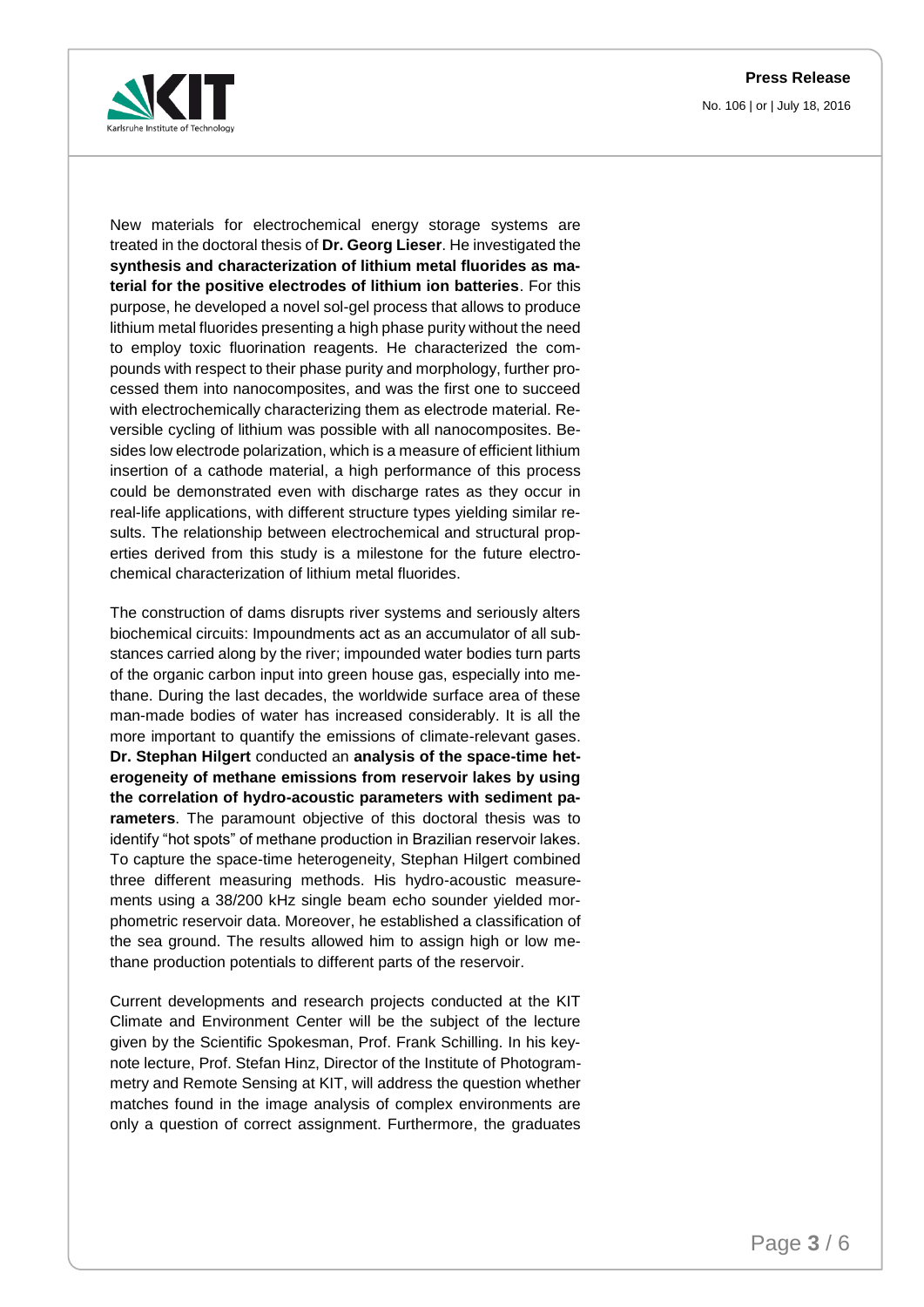New materials for electrochemical energy storage systems are treated in the doctoral thesis of **Dr. Georg Lieser**. He investigated the **synthesis and characterization of lithium metal fluorides as material for the positive electrodes of lithium ion batteries**. For this purpose, he developed a novel sol-gel process that allows to produce lithium metal fluorides presenting a high phase purity without the need to employ toxic fluorination reagents. He characterized the compounds with respect to their phase purity and morphology, further processed them into nanocomposites, and was the first one to succeed with electrochemically characterizing them as electrode material. Reversible cycling of lithium was possible with all nanocomposites. Besides low electrode polarization, which is a measure of efficient lithium insertion of a cathode material, a high performance of this process could be demonstrated even with discharge rates as they occur in real-life applications, with different structure types yielding similar results. The relationship between electrochemical and structural properties derived from this study is a milestone for the future electrochemical characterization of lithium metal fluorides.

The construction of dams disrupts river systems and seriously alters biochemical circuits: Impoundments act as an accumulator of all substances carried along by the river; impounded water bodies turn parts of the organic carbon input into green house gas, especially into methane. During the last decades, the worldwide surface area of these man-made bodies of water has increased considerably. It is all the more important to quantify the emissions of climate-relevant gases. **Dr. Stephan Hilgert** conducted an **analysis of the space-time heterogeneity of methane emissions from reservoir lakes by using the correlation of hydro-acoustic parameters with sediment parameters**. The paramount objective of this doctoral thesis was to identify "hot spots" of methane production in Brazilian reservoir lakes. To capture the space-time heterogeneity, Stephan Hilgert combined three different measuring methods. His hydro-acoustic measurements using a 38/200 kHz single beam echo sounder yielded morphometric reservoir data. Moreover, he established a classification of the sea ground. The results allowed him to assign high or low methane production potentials to different parts of the reservoir.

Current developments and research projects conducted at the KIT Climate and Environment Center will be the subject of the lecture given by the Scientific Spokesman, Prof. Frank Schilling. In his keynote lecture, Prof. Stefan Hinz, Director of the Institute of Photogrammetry and Remote Sensing at KIT, will address the question whether matches found in the image analysis of complex environments are only a question of correct assignment. Furthermore, the graduates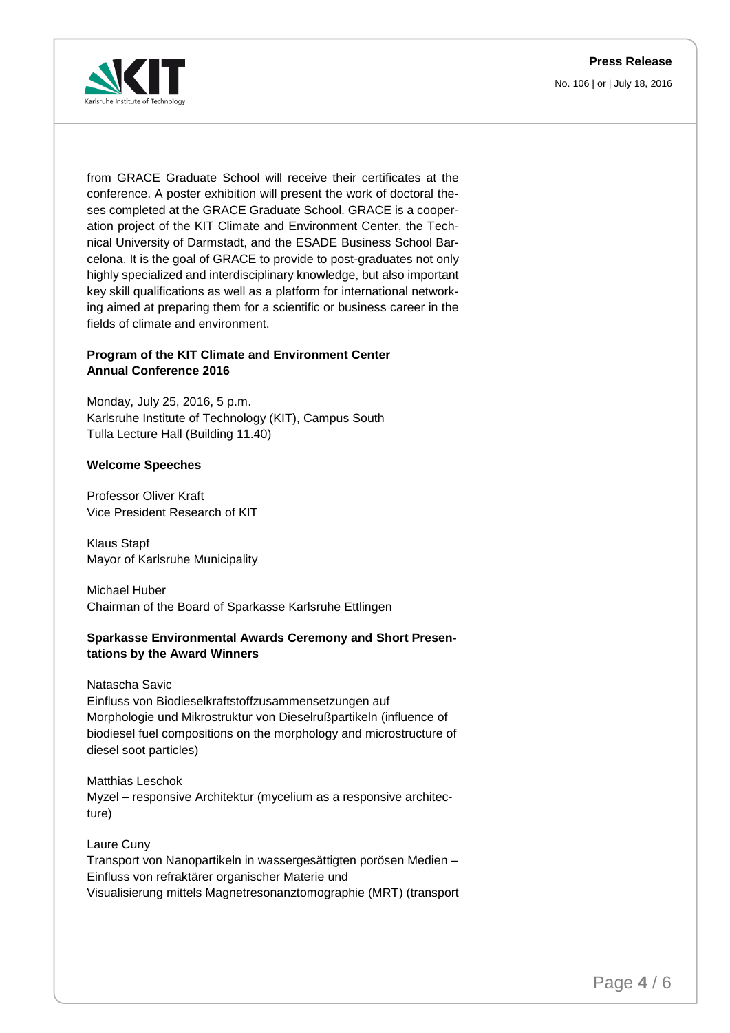from GRACE Graduate School will receive their certificates at the conference. A poster exhibition will present the work of doctoral theses completed at the GRACE Graduate School. GRACE is a cooperation project of the KIT Climate and Environment Center, the Technical University of Darmstadt, and the ESADE Business School Barcelona. It is the goal of GRACE to provide to post-graduates not only highly specialized and interdisciplinary knowledge, but also important key skill qualifications as well as a platform for international networking aimed at preparing them for a scientific or business career in the fields of climate and environment.

**Program of the KIT Climate and Environment Center Annual Conference 2016**

Monday, July 25, 2016, 5 p.m.
Karlsruhe Institute of Technology (KIT), Campus South
Tulla Lecture Hall (Building 11.40)

**Welcome Speeches**

Professor Oliver Kraft
Vice President Research of KIT

Klaus Stapf
Mayor of Karlsruhe Municipality

Michael Huber
Chairman of the Board of Sparkasse Karlsruhe Ettlingen

**Sparkasse Environmental Awards Ceremony and Short Presentations by the Award Winners**

Natascha Savic
Einfluss von Biodieselkraftstoffzusammensetzungen auf Morphologie und Mikrostruktur von Dieselrußpartikeln (influence of biodiesel fuel compositions on the morphology and microstructure of diesel soot particles)

Matthias Leschok
Myzel – responsive Architektur (mycelium as a responsive architecture)

Laure Cuny
Transport von Nanopartikeln in wassergesättigten porösen Medien – Einfluss von refraktärer organischer Materie und Visualisierung mittels Magnetresonanztomographie (MRT) (transport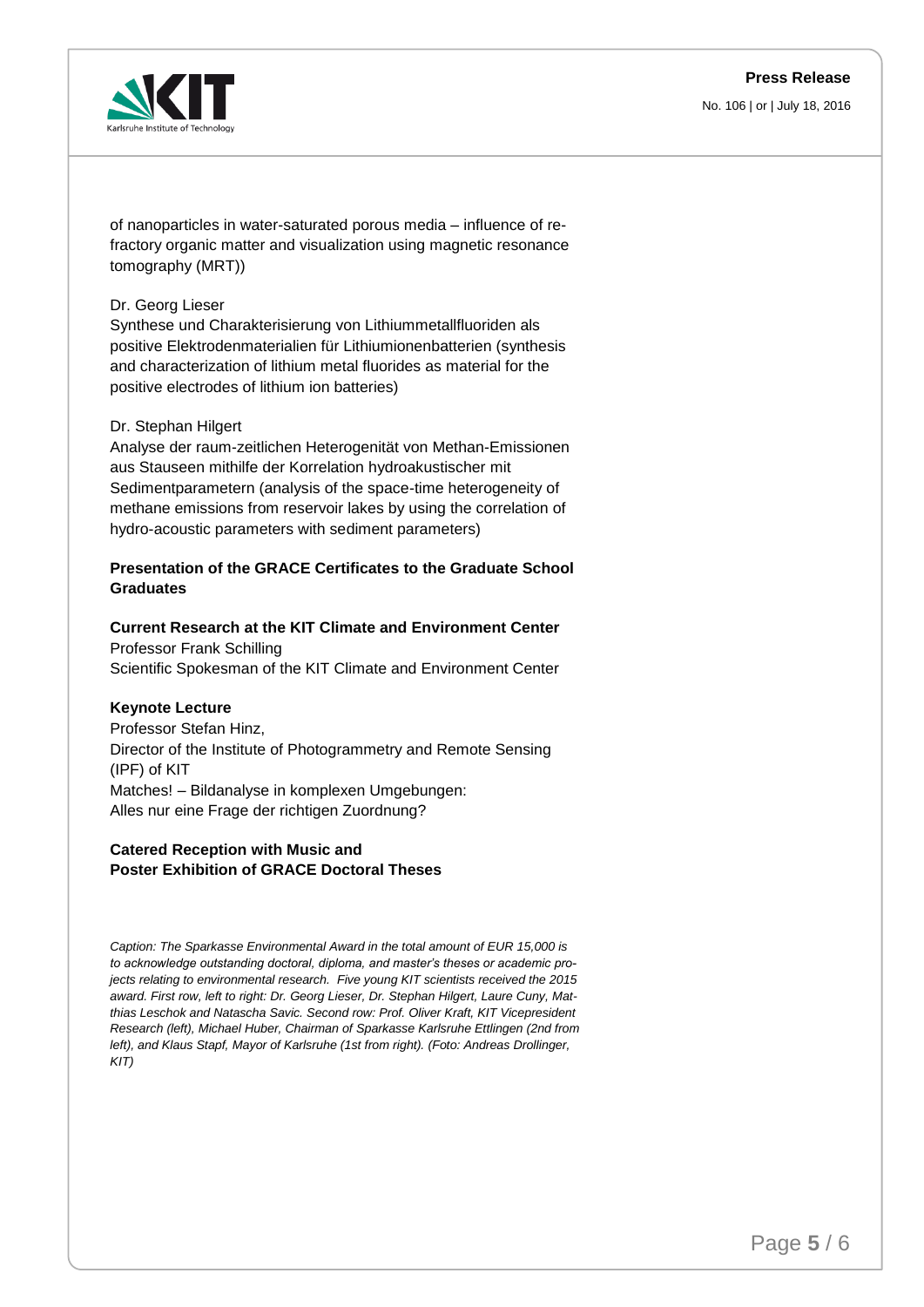of nanoparticles in water-saturated porous media – influence of refractory organic matter and visualization using magnetic resonance tomography (MRT))

Dr. Georg Lieser
Synthese und Charakterisierung von Lithiummetallfluoriden als positive Elektrodenmaterialien für Lithiumionenbatterien (synthesis and characterization of lithium metal fluorides as material for the positive electrodes of lithium ion batteries)

Dr. Stephan Hilgert
Analyse der raum-zeitlichen Heterogenität von Methan-Emissionen aus Stauseen mithilfe der Korrelation hydroakustischer mit Sedimentparametern (analysis of the space-time heterogeneity of methane emissions from reservoir lakes by using the correlation of hydro-acoustic parameters with sediment parameters)

**Presentation of the GRACE Certificates to the Graduate School Graduates**

**Current Research at the KIT Climate and Environment Center**
Professor Frank Schilling
Scientific Spokesman of the KIT Climate and Environment Center

**Keynote Lecture**
Professor Stefan Hinz,
Director of the Institute of Photogrammetry and Remote Sensing (IPF) of KIT
Matches! – Bildanalyse in komplexen Umgebungen:
Alles nur eine Frage der richtigen Zuordnung?

**Catered Reception with Music and**
**Poster Exhibition of GRACE Doctoral Theses**

*Caption: The Sparkasse Environmental Award in the total amount of EUR 15,000 is to acknowledge outstanding doctoral, diploma, and master's theses or academic projects relating to environmental research. Five young KIT scientists received the 2015 award. First row, left to right: Dr. Georg Lieser, Dr. Stephan Hilgert, Laure Cuny, Matthias Leschok and Natascha Savic. Second row: Prof. Oliver Kraft, KIT Vicepresident Research (left), Michael Huber, Chairman of Sparkasse Karlsruhe Ettlingen (2nd from left), and Klaus Stapf, Mayor of Karlsruhe (1st from right). (Foto: Andreas Drollinger, KIT)*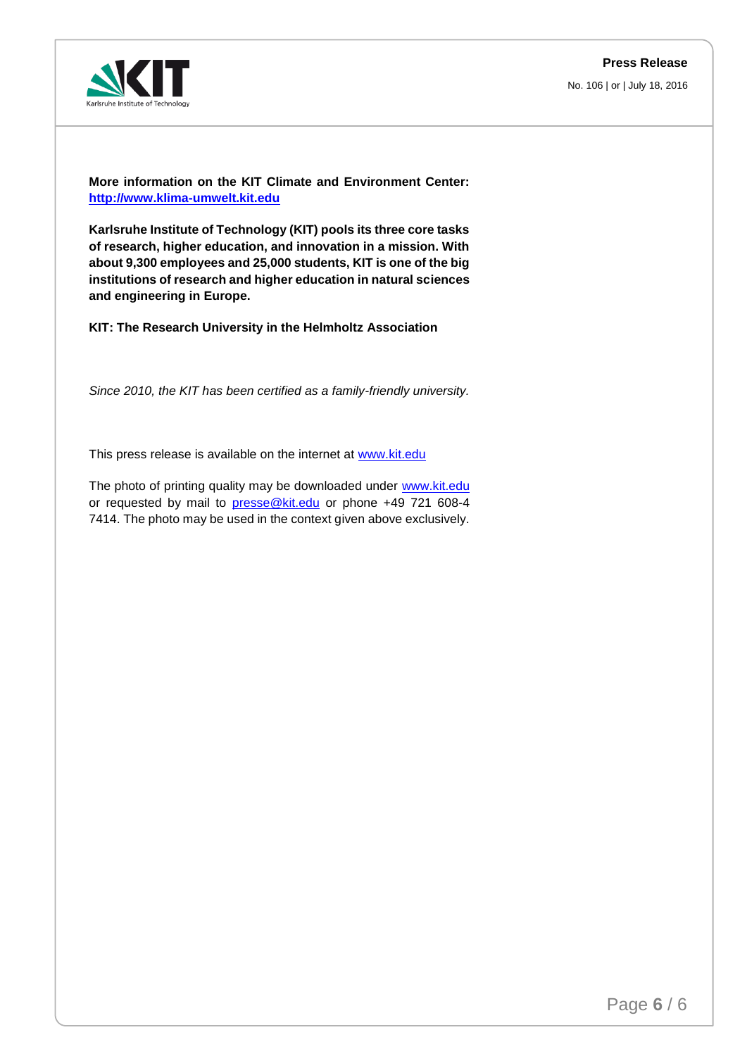**More information on the KIT Climate and Environment Center: http://www.klima-umwelt.kit.edu**

**Karlsruhe Institute of Technology (KIT) pools its three core tasks of research, higher education, and innovation in a mission. With about 9,300 employees and 25,000 students, KIT is one of the big institutions of research and higher education in natural sciences and engineering in Europe.**

**KIT: The Research University in the Helmholtz Association**

*Since 2010, the KIT has been certified as a family-friendly university.*

This press release is available on the internet at www.kit.edu

The photo of printing quality may be downloaded under www.kit.edu or requested by mail to presse@kit.edu or phone +49 721 608-4 7414. The photo may be used in the context given above exclusively.